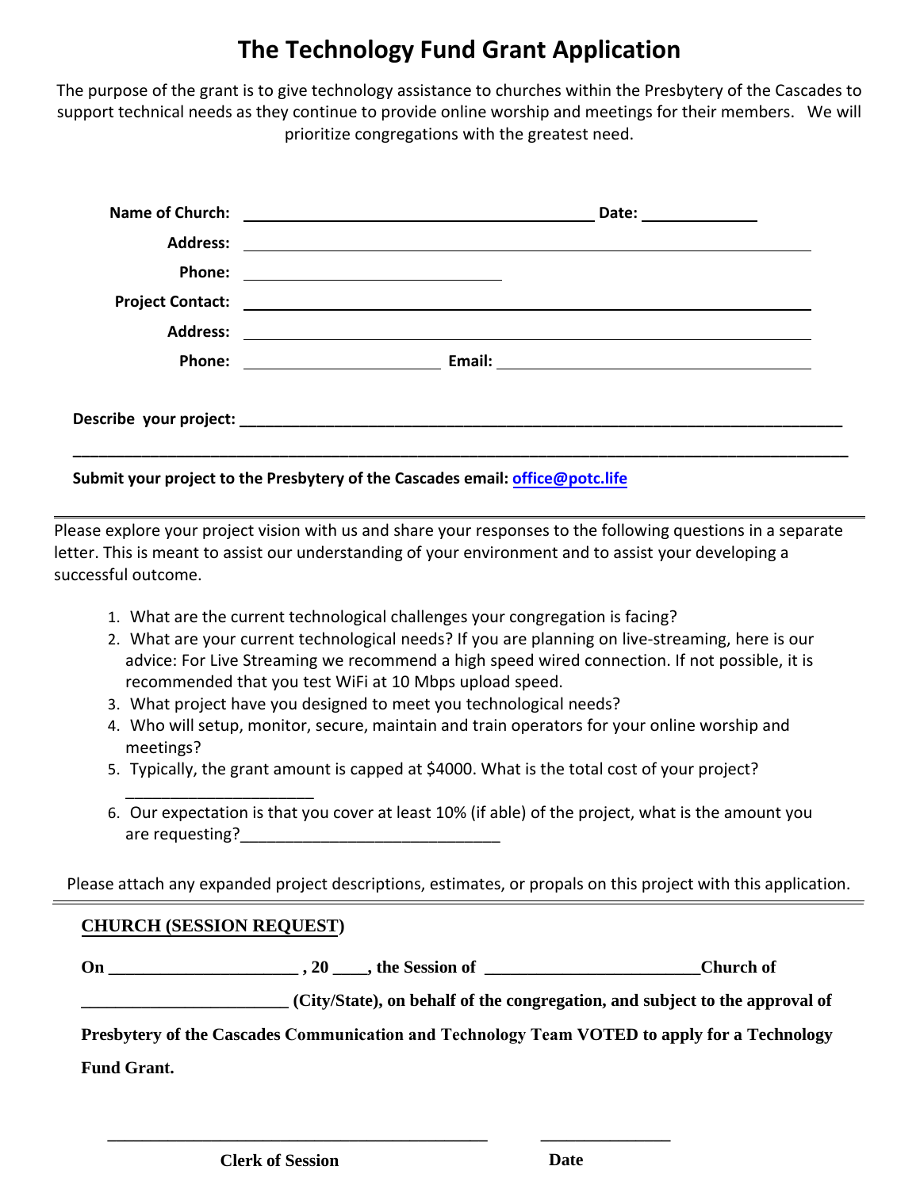# The Technology Fund Grant Application

The purpose of the grant is to give technology assistance to churches within the Presbytery of the Cascades to support technical needs as they continue to provide online worship and meetings for their members. We will prioritize congregations with the greatest need.

**Name of Church:** ________________________________________ **Date:** _____________

**Address:** ________________________________________________________________

**Phone:** ______________________________

**Project Contact:** ________________________________________________________________

**Address:** ________________________________________________________________

**Phone:** ______________________ **Email:** ____________________________________

**Describe your project:** ______________________________________________________________________

______________________________________________________________________________________

**Submit your project to the Presbytery of the Cascades email: [office@potc.life](mailto:office@potc.life)**

---

Please explore your project vision with us and share your responses to the following questions in a separate letter. This is meant to assist our understanding of your environment and to assist your developing a successful outcome.

1. What are the current technological challenges your congregation is facing?
2. What are your current technological needs? If you are planning on live-streaming, here is our advice: For Live Streaming we recommend a high speed wired connection. If not possible, it is recommended that you test WiFi at 10 Mbps upload speed.
3. What project have you designed to meet you technological needs?
4. Who will setup, monitor, secure, maintain and train operators for your online worship and meetings?
5. Typically, the grant amount is capped at $4000. What is the total cost of your project? ______________________
6. Our expectation is that you cover at least 10% (if able) of the project, what is the amount you are requesting?______________________________

Please attach any expanded project descriptions, estimates, or propals on this project with this application.

---

**CHURCH (SESSION REQUEST)**

**On ______________________ , 20 ____, the Session of ________________________Church of _______________________ (City/State), on behalf of the congregation, and subject to the approval of Presbytery of the Cascades Communication and Technology Team VOTED to apply for a Technology Fund Grant.**

____________________________________________ _______________

**Clerk of Session** **Date**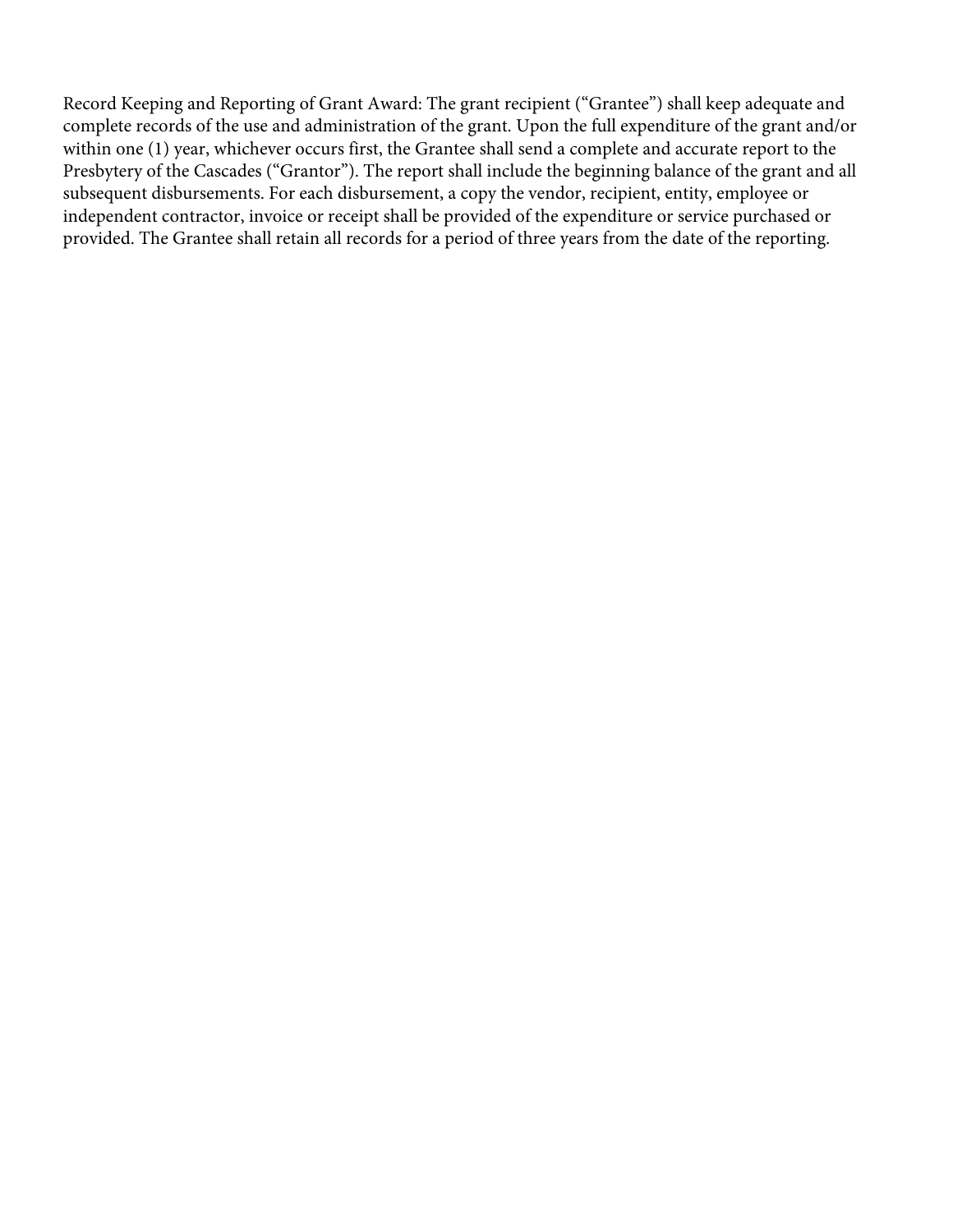Record Keeping and Reporting of Grant Award: The grant recipient ("Grantee") shall keep adequate and complete records of the use and administration of the grant. Upon the full expenditure of the grant and/or within one (1) year, whichever occurs first, the Grantee shall send a complete and accurate report to the Presbytery of the Cascades ("Grantor"). The report shall include the beginning balance of the grant and all subsequent disbursements. For each disbursement, a copy the vendor, recipient, entity, employee or independent contractor, invoice or receipt shall be provided of the expenditure or service purchased or provided. The Grantee shall retain all records for a period of three years from the date of the reporting.